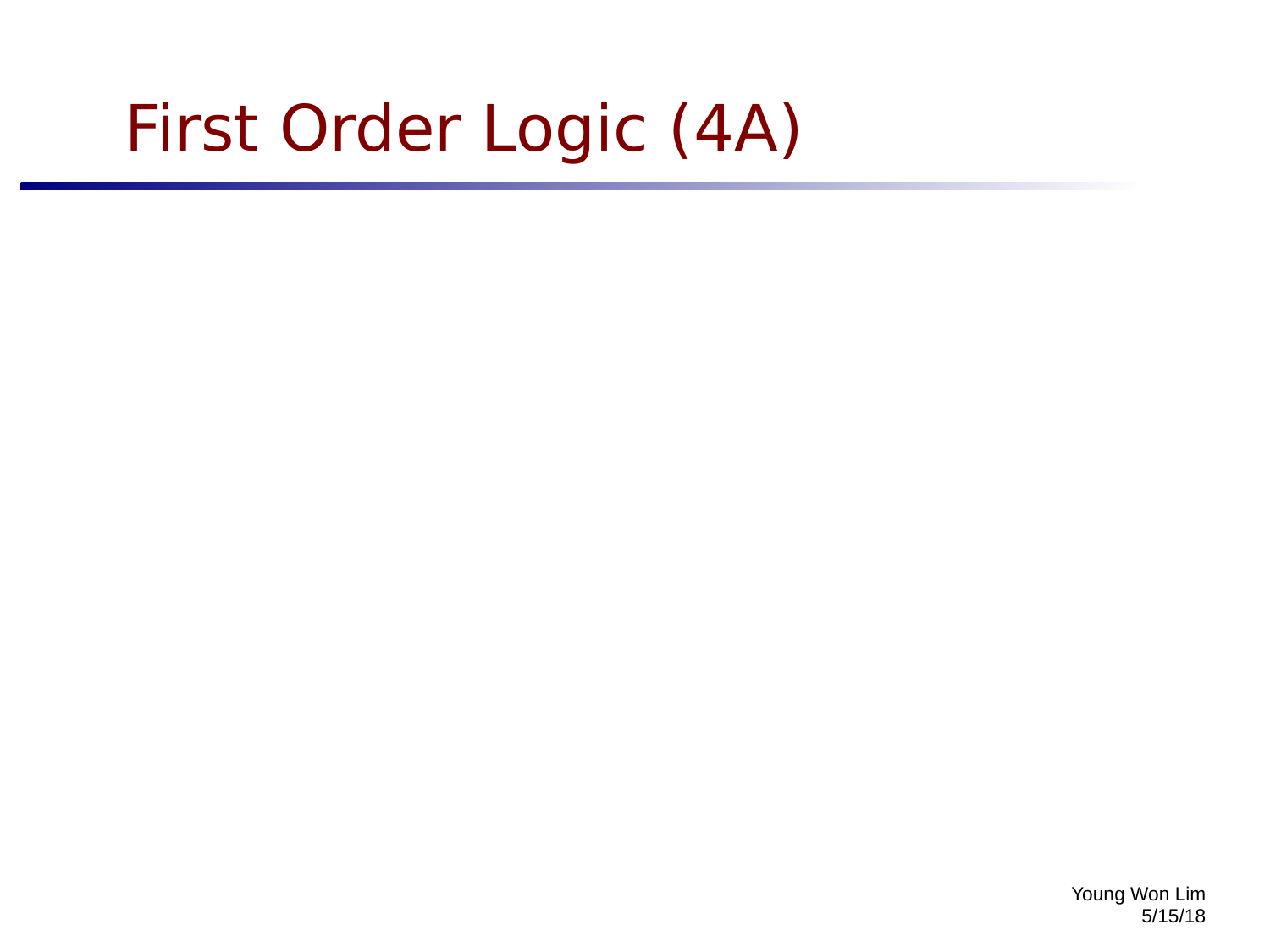# First Order Logic (4A)

Young Won Lim
5/15/18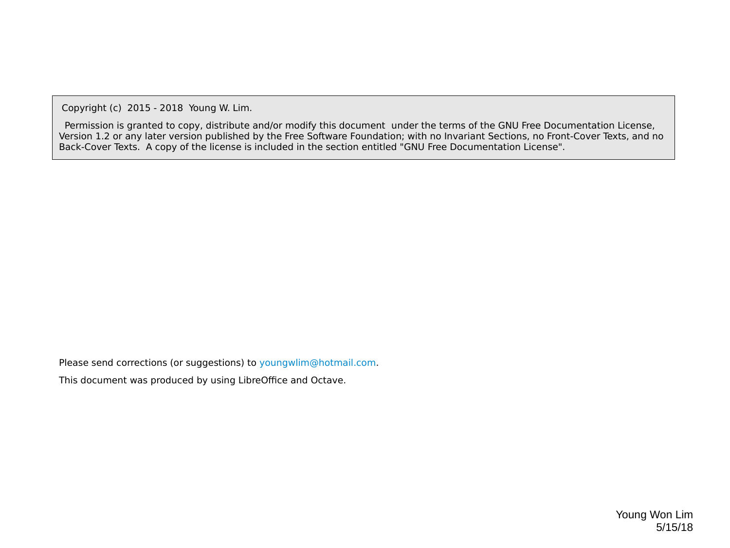Copyright (c) 2015 - 2018 Young W. Lim.

Permission is granted to copy, distribute and/or modify this document under the terms of the GNU Free Documentation License, Version 1.2 or any later version published by the Free Software Foundation; with no Invariant Sections, no Front-Cover Texts, and no Back-Cover Texts. A copy of the license is included in the section entitled "GNU Free Documentation License".

Please send corrections (or suggestions) to youngwlim@hotmail.com.

This document was produced by using LibreOffice and Octave.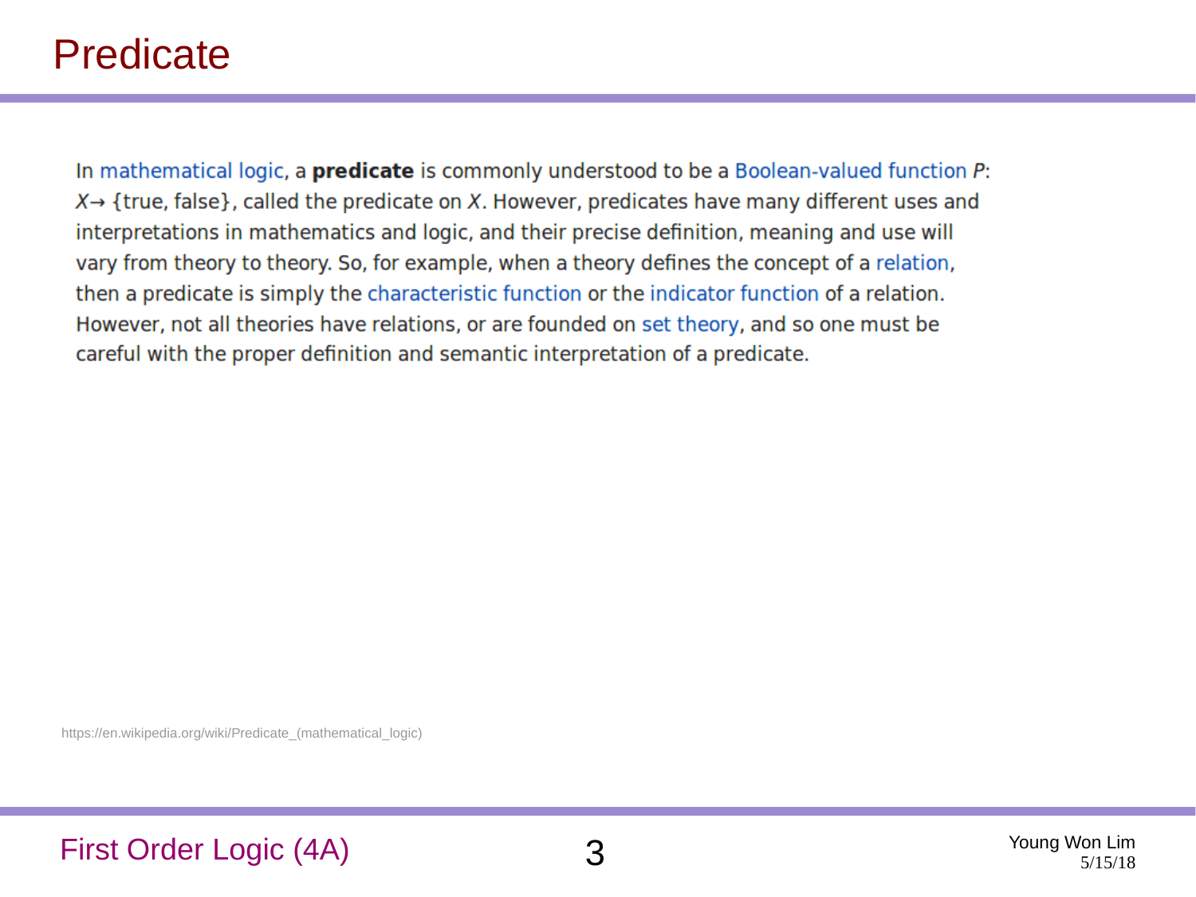# Predicate

In mathematical logic, a **predicate** is commonly understood to be a Boolean-valued function $P$: $X \rightarrow$ {true, false}, called the predicate on $X$. However, predicates have many different uses and interpretations in mathematics and logic, and their precise definition, meaning and use will vary from theory to theory. So, for example, when a theory defines the concept of a relation, then a predicate is simply the characteristic function or the indicator function of a relation. However, not all theories have relations, or are founded on set theory, and so one must be careful with the proper definition and semantic interpretation of a predicate.

https://en.wikipedia.org/wiki/Predicate_(mathematical_logic)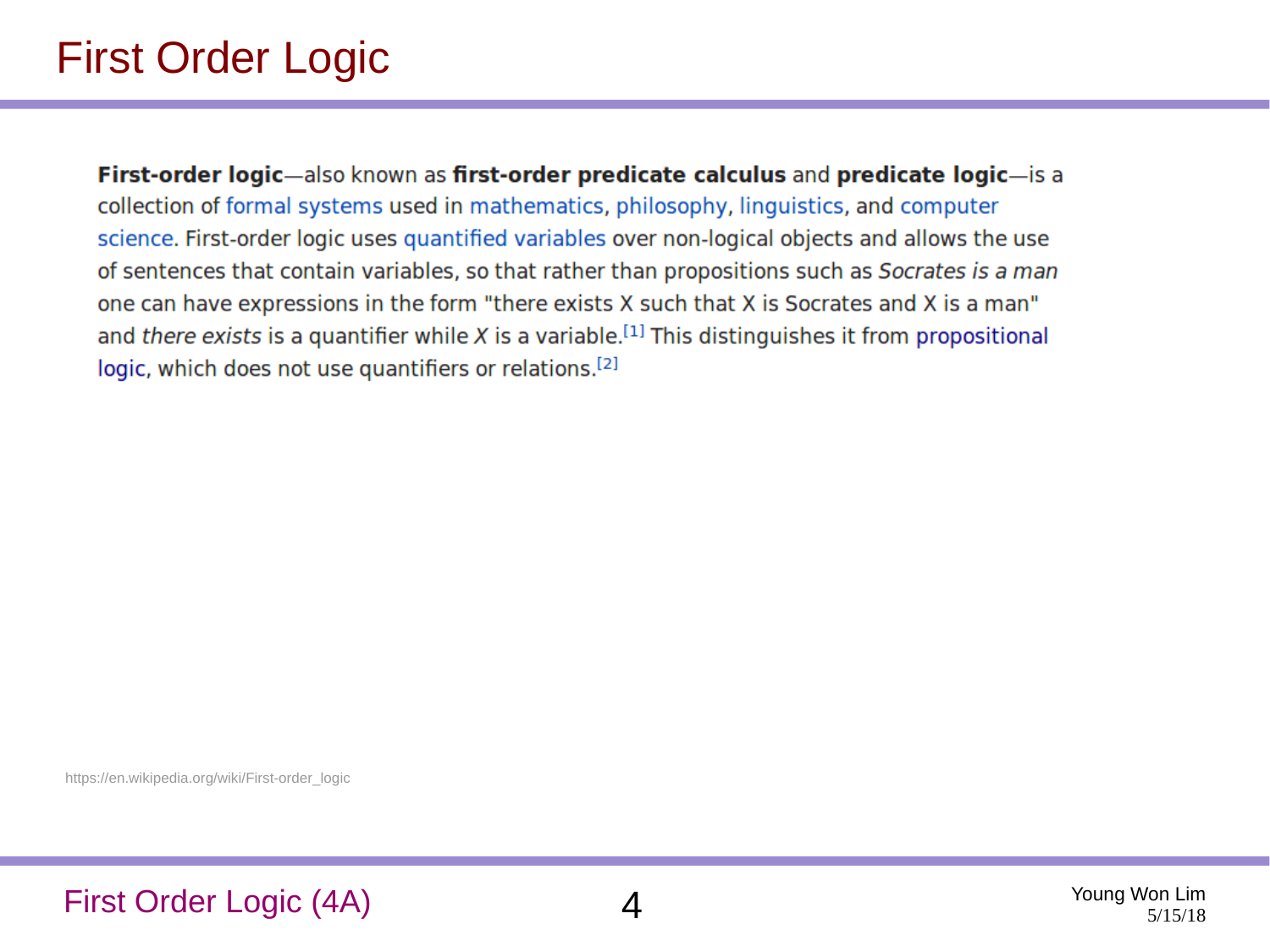# First Order Logic

**First-order logic**—also known as **first-order predicate calculus** and **predicate logic**—is a collection of formal systems used in mathematics, philosophy, linguistics, and computer science. First-order logic uses quantified variables over non-logical objects and allows the use of sentences that contain variables, so that rather than propositions such as *Socrates is a man* one can have expressions in the form "there exists X such that X is Socrates and X is a man" and *there exists* is a quantifier while *X* is a variable.[1] This distinguishes it from propositional logic, which does not use quantifiers or relations.[2]

https://en.wikipedia.org/wiki/First-order_logic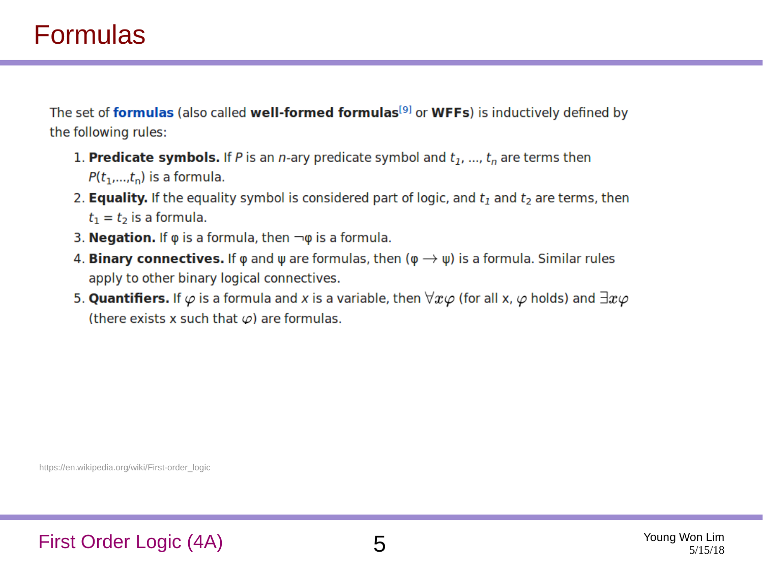# Formulas

The set of **formulas** (also called **well-formed formulas**[9] or **WFFs**) is inductively defined by the following rules:

1. **Predicate symbols.** If $P$ is an $n$-ary predicate symbol and $t_1, \ldots, t_n$ are terms then $P(t_1,\ldots,t_n)$ is a formula.
2. **Equality.** If the equality symbol is considered part of logic, and $t_1$ and $t_2$ are terms, then $t_1 = t_2$ is a formula.
3. **Negation.** If $\varphi$ is a formula, then $\neg\varphi$ is a formula.
4. **Binary connectives.** If $\varphi$ and $\psi$ are formulas, then $(\varphi \rightarrow \psi)$ is a formula. Similar rules apply to other binary logical connectives.
5. **Quantifiers.** If $\varphi$ is a formula and $x$ is a variable, then $\forall x \varphi$ (for all x, $\varphi$ holds) and $\exists x \varphi$ (there exists x such that $\varphi$) are formulas.

https://en.wikipedia.org/wiki/First-order_logic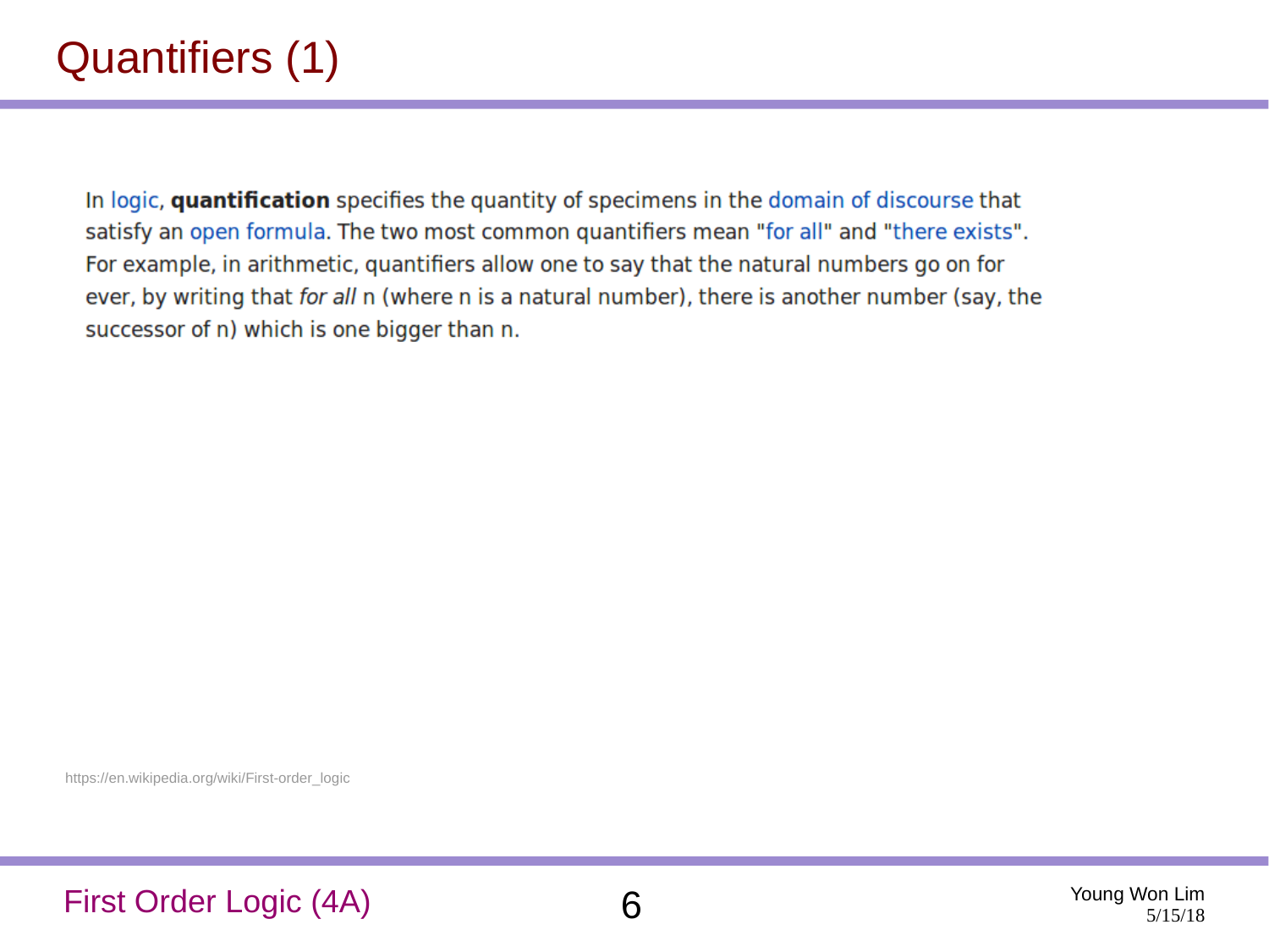# Quantifiers (1)

In logic, **quantification** specifies the quantity of specimens in the domain of discourse that satisfy an open formula. The two most common quantifiers mean "for all" and "there exists". For example, in arithmetic, quantifiers allow one to say that the natural numbers go on for ever, by writing that *for all* n (where n is a natural number), there is another number (say, the successor of n) which is one bigger than n.

https://en.wikipedia.org/wiki/First-order_logic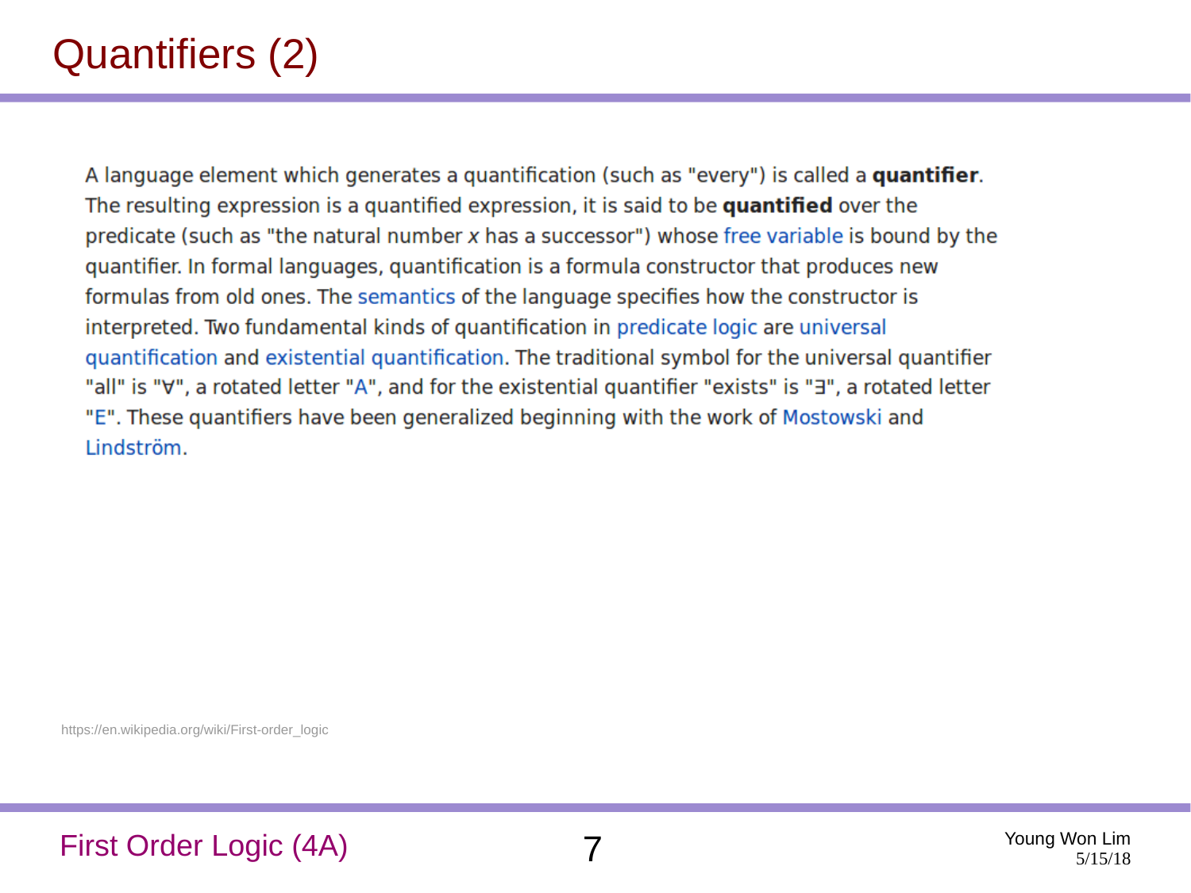# Quantifiers (2)

A language element which generates a quantification (such as "every") is called a **quantifier**. The resulting expression is a quantified expression, it is said to be **quantified** over the predicate (such as "the natural number *x* has a successor") whose free variable is bound by the quantifier. In formal languages, quantification is a formula constructor that produces new formulas from old ones. The semantics of the language specifies how the constructor is interpreted. Two fundamental kinds of quantification in predicate logic are universal quantification and existential quantification. The traditional symbol for the universal quantifier "all" is "∀", a rotated letter "A", and for the existential quantifier "exists" is "∃", a rotated letter "E". These quantifiers have been generalized beginning with the work of Mostowski and Lindström.

https://en.wikipedia.org/wiki/First-order_logic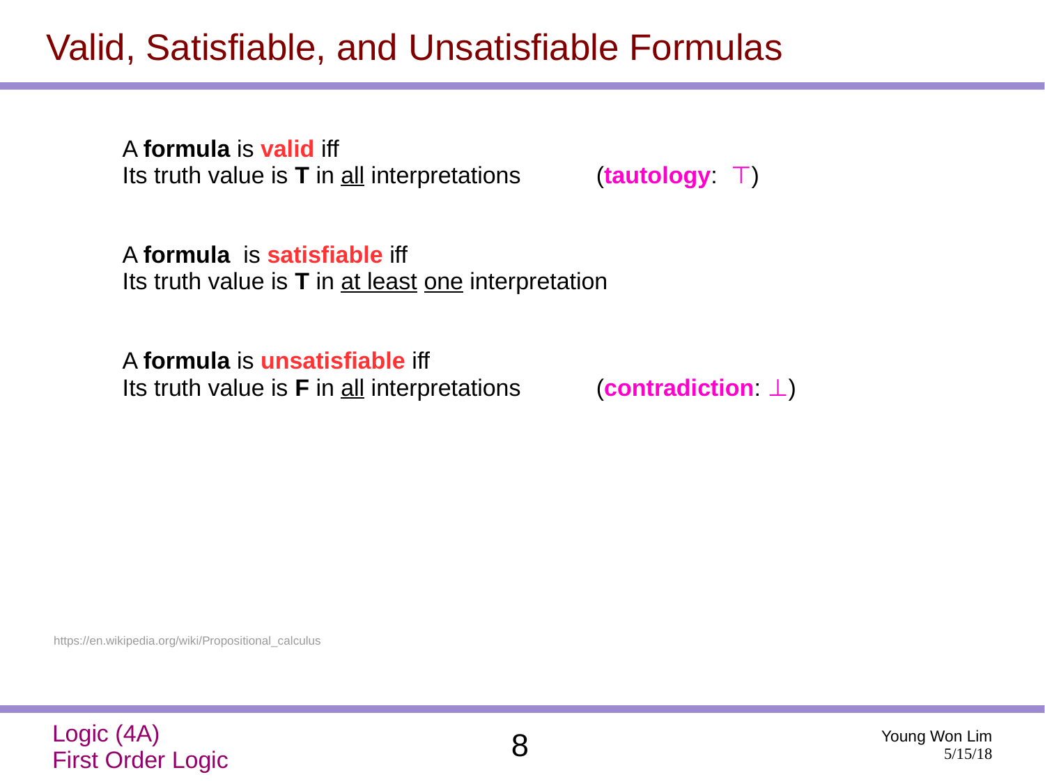# Valid, Satisfiable, and Unsatisfiable Formulas

A **formula** is **valid** iff
Its truth value is **T** in all interpretations (**tautology**: $\top$)

A **formula** is **satisfiable** iff
Its truth value is **T** in at least one interpretation

A **formula** is **unsatisfiable** iff
Its truth value is **F** in all interpretations (**contradiction**: $\bot$)

https://en.wikipedia.org/wiki/Propositional_calculus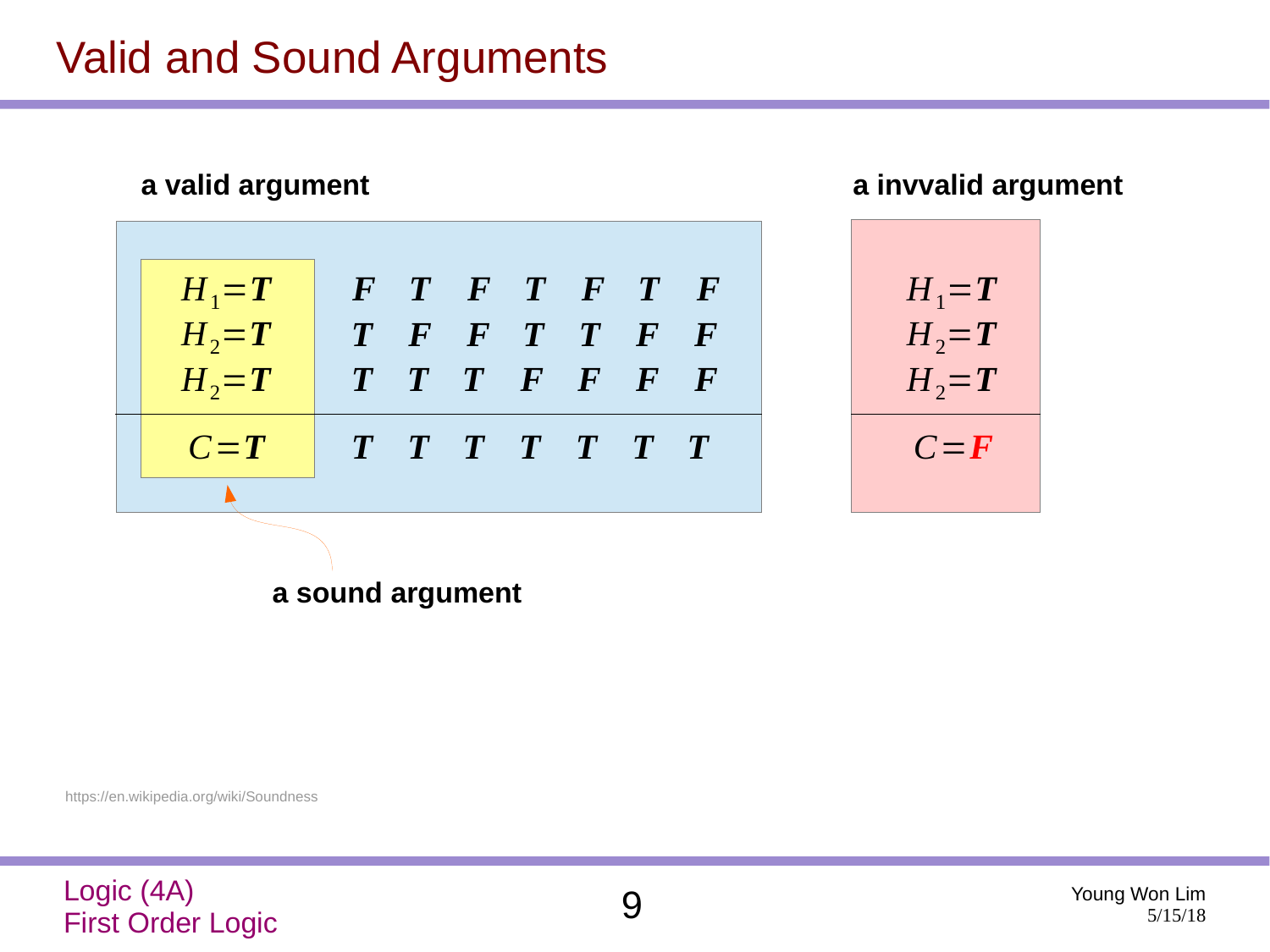# Valid and Sound Arguments

**a valid argument**

| | | | | | | | |
|---|---|---|---|---|---|---|---|
| $H_1 = \boldsymbol{T}$ | $\boldsymbol{F}$ | $\boldsymbol{T}$ | $\boldsymbol{F}$ | $\boldsymbol{T}$ | $\boldsymbol{F}$ | $\boldsymbol{T}$ | $\boldsymbol{F}$ |
| $H_2 = \boldsymbol{T}$ | $\boldsymbol{T}$ | $\boldsymbol{F}$ | $\boldsymbol{F}$ | $\boldsymbol{T}$ | $\boldsymbol{T}$ | $\boldsymbol{F}$ | $\boldsymbol{F}$ |
| $H_2 = \boldsymbol{T}$ | $\boldsymbol{T}$ | $\boldsymbol{T}$ | $\boldsymbol{T}$ | $\boldsymbol{F}$ | $\boldsymbol{F}$ | $\boldsymbol{F}$ | $\boldsymbol{F}$ |
| $C = \boldsymbol{T}$ | $\boldsymbol{T}$ | $\boldsymbol{T}$ | $\boldsymbol{T}$ | $\boldsymbol{T}$ | $\boldsymbol{T}$ | $\boldsymbol{T}$ | $\boldsymbol{T}$ |

**a sound argument** (the first column: $H_1 = \boldsymbol{T}$, $H_2 = \boldsymbol{T}$, $H_2 = \boldsymbol{T}$, $C = \boldsymbol{T}$)

**a invvalid argument**

| |
|---|
| $H_1 = \boldsymbol{T}$ |
| $H_2 = \boldsymbol{T}$ |
| $H_2 = \boldsymbol{T}$ |
| $C = \boldsymbol{F}$ |

https://en.wikipedia.org/wiki/Soundness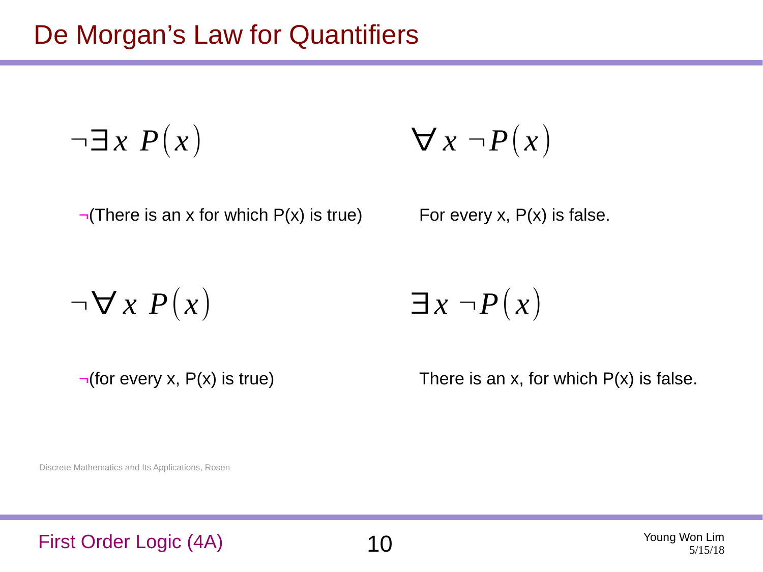# De Morgan's Law for Quantifiers

$$\neg \exists x \; P(x)$$

$$\forall x \; \neg P(x)$$

$\neg$(There is an x for which P(x) is true)

For every x, P(x) is false.

$$\neg \forall x \; P(x)$$

$$\exists x \; \neg P(x)$$

$\neg$(for every x, P(x) is true)

There is an x, for which P(x) is false.

Discrete Mathematics and Its Applications, Rosen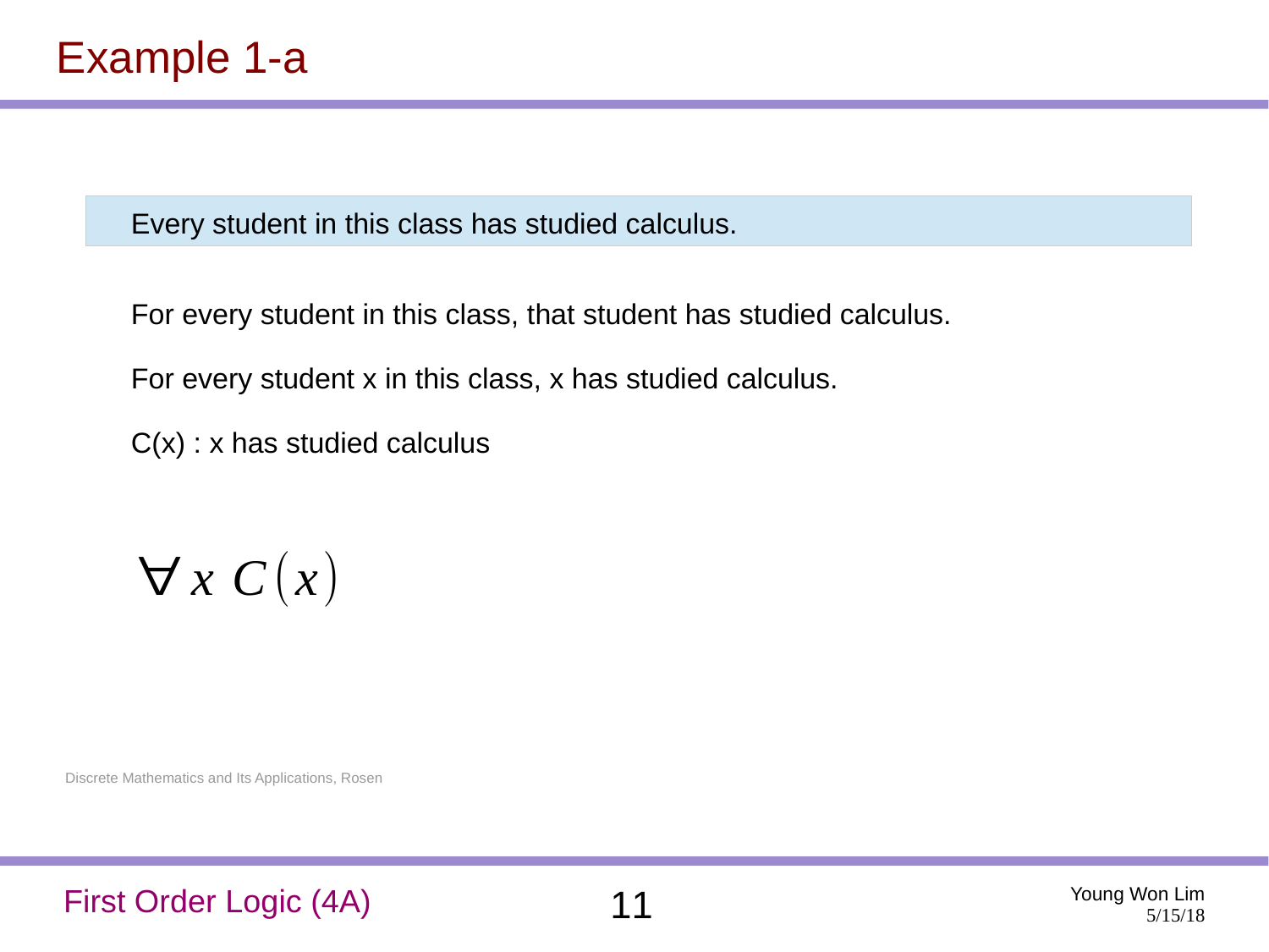# Example 1-a

Every student in this class has studied calculus.

For every student in this class, that student has studied calculus.

For every student x in this class, x has studied calculus.

C(x) : x has studied calculus

$$\forall x \; C(x)$$

Discrete Mathematics and Its Applications, Rosen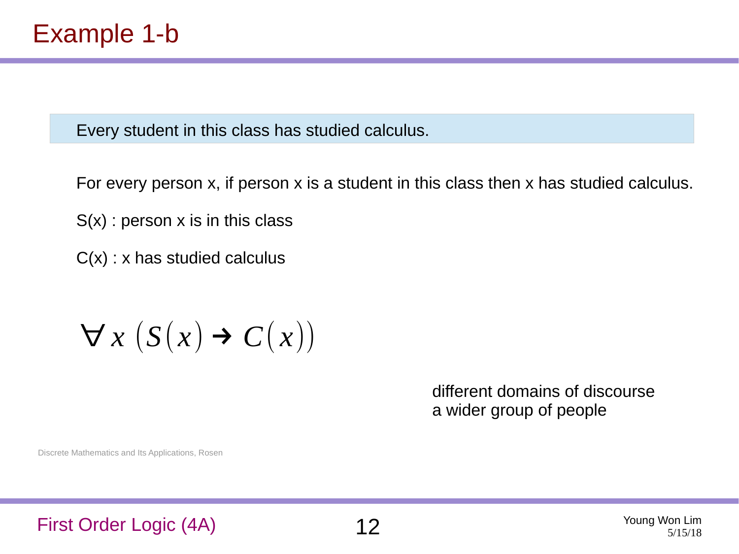# Example 1-b

Every student in this class has studied calculus.

For every person x, if person x is a student in this class then x has studied calculus.

S(x) : person x is in this class

C(x) : x has studied calculus

$$\forall x \left(S(x) \rightarrow C(x)\right)$$

different domains of discourse
a wider group of people

Discrete Mathematics and Its Applications, Rosen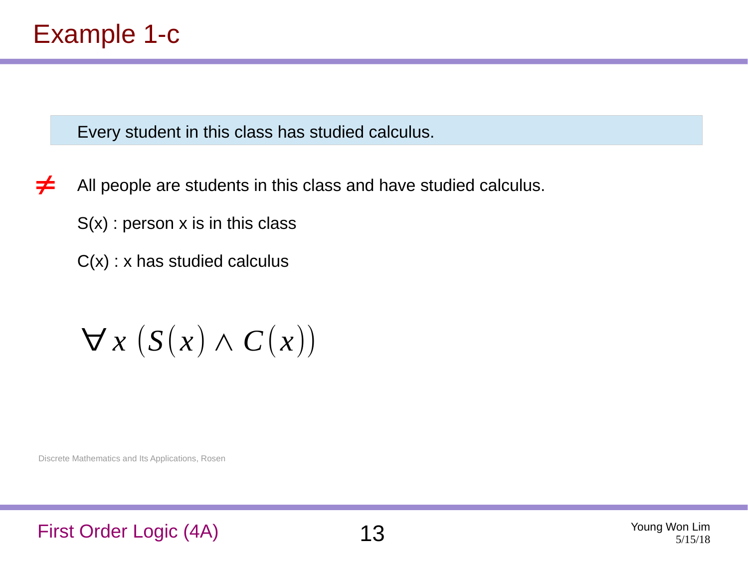# Example 1-c

Every student in this class has studied calculus.

$\neq$ All people are students in this class and have studied calculus.

S(x) : person x is in this class

C(x) : x has studied calculus

$$\forall x \; (S(x) \wedge C(x))$$

Discrete Mathematics and Its Applications, Rosen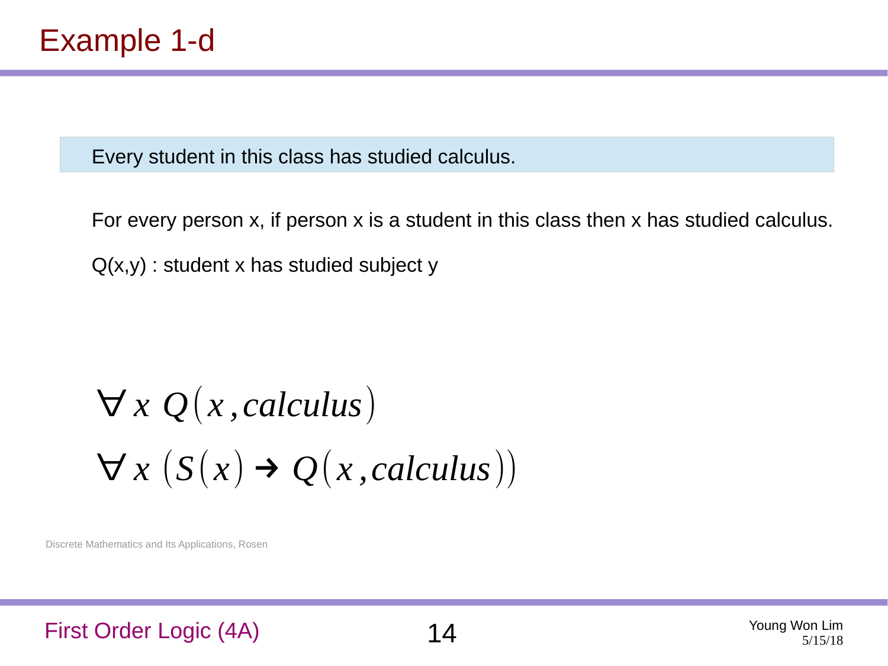# Example 1-d

Every student in this class has studied calculus.

For every person x, if person x is a student in this class then x has studied calculus.

Q(x,y) : student x has studied subject y

$$\forall x \; Q(x, calculus)$$

$$\forall x \; (S(x) \rightarrow Q(x, calculus))$$

Discrete Mathematics and Its Applications, Rosen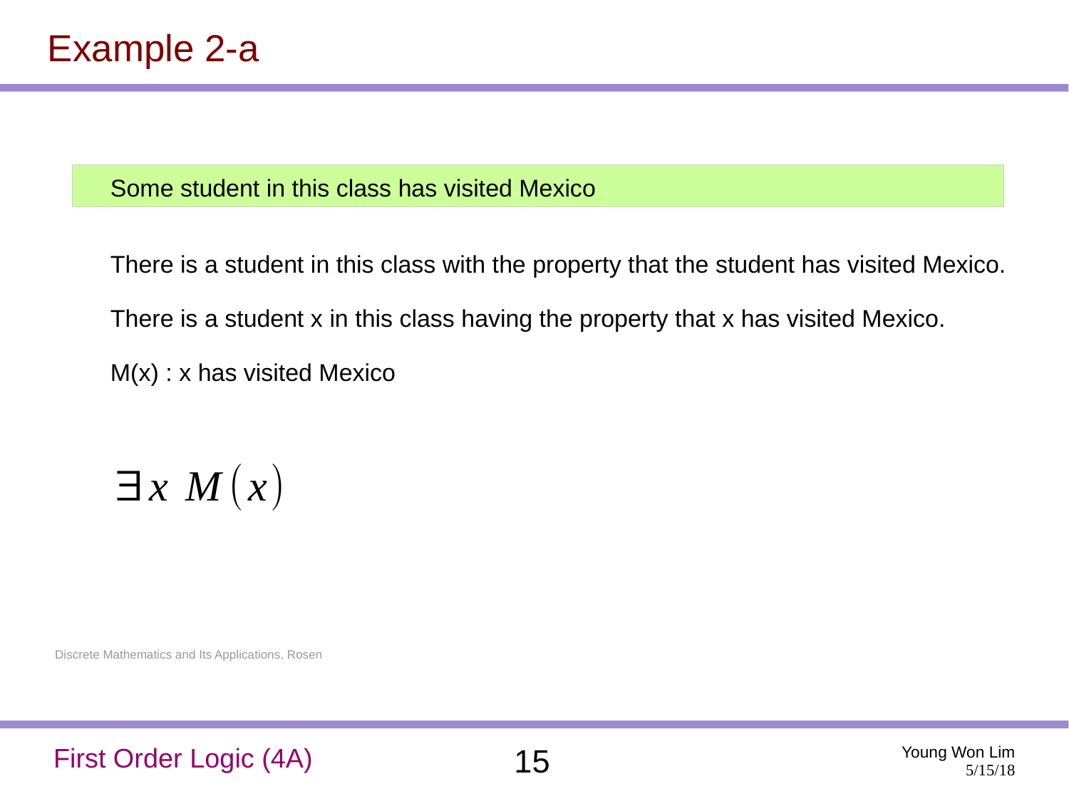# Example 2-a

Some student in this class has visited Mexico

There is a student in this class with the property that the student has visited Mexico.

There is a student x in this class having the property that x has visited Mexico.

M(x) : x has visited Mexico

$$\exists x \; M(x)$$

Discrete Mathematics and Its Applications, Rosen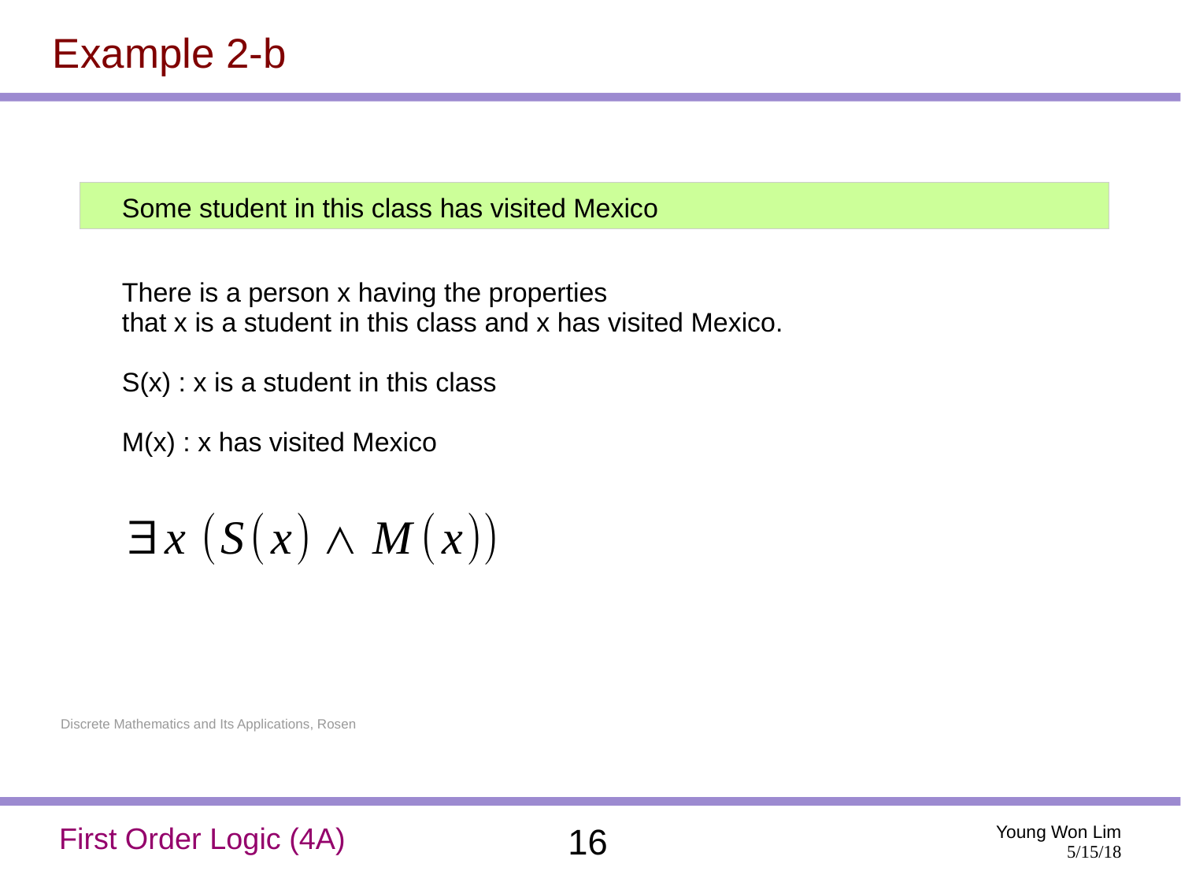# Example 2-b

Some student in this class has visited Mexico

There is a person x having the properties
that x is a student in this class and x has visited Mexico.

S(x) : x is a student in this class

M(x) : x has visited Mexico

$$\exists x \left(S(x) \wedge M(x)\right)$$

Discrete Mathematics and Its Applications, Rosen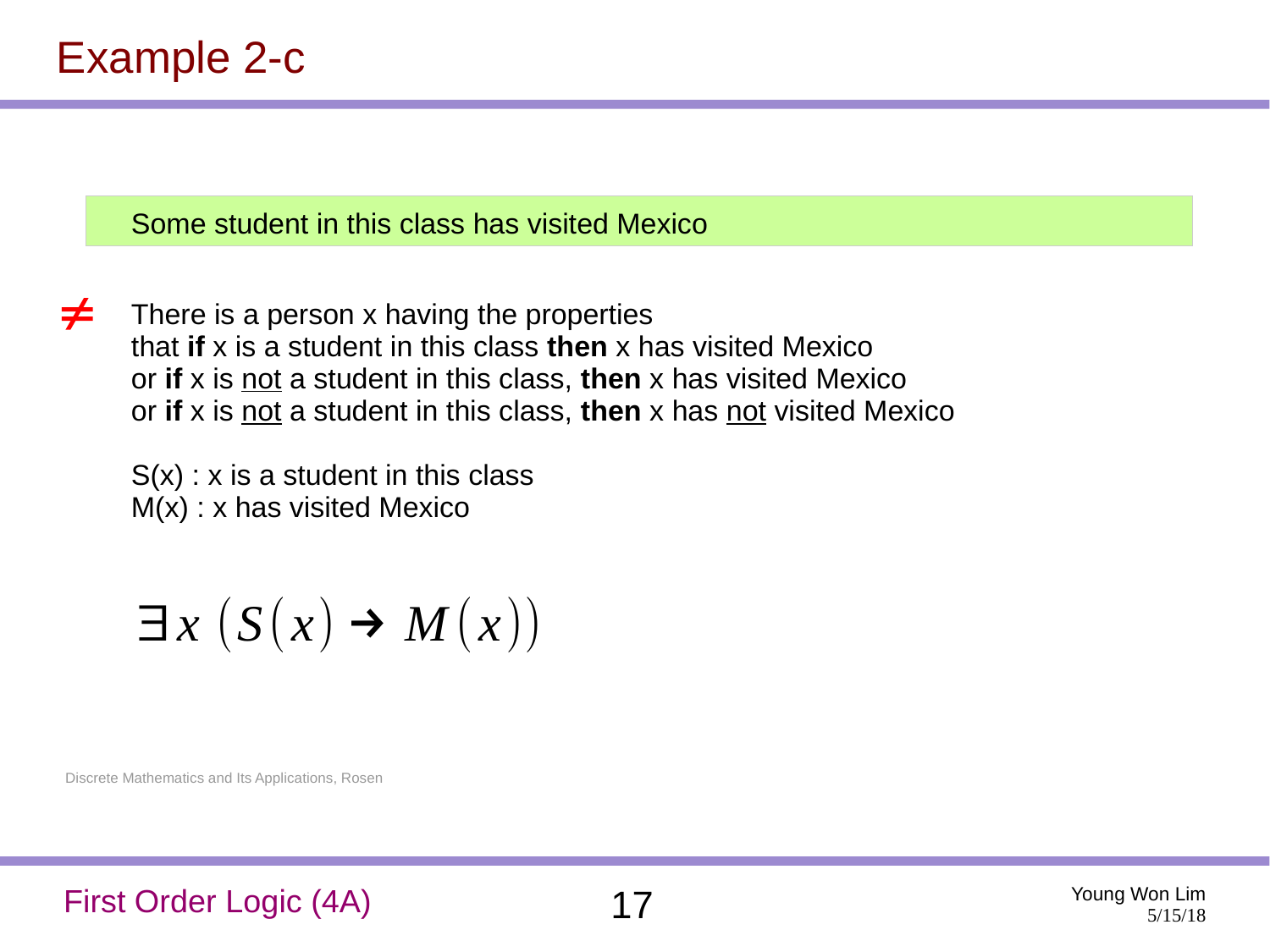# Example 2-c

Some student in this class has visited Mexico

$\neq$ There is a person x having the properties
that **if** x is a student in this class **then** x has visited Mexico
or **if** x is not a student in this class, **then** x has visited Mexico
or **if** x is not a student in this class, **then** x has not visited Mexico

S(x) : x is a student in this class
M(x) : x has visited Mexico

$$\exists x \left( S(x) \rightarrow M(x) \right)$$

Discrete Mathematics and Its Applications, Rosen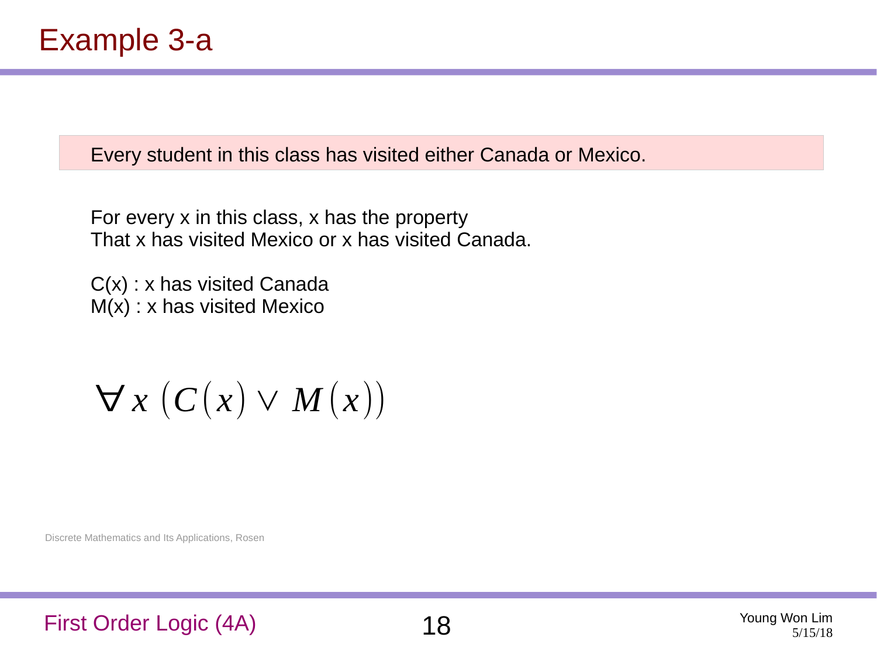# Example 3-a

Every student in this class has visited either Canada or Mexico.

For every x in this class, x has the property
That x has visited Mexico or x has visited Canada.

C(x) : x has visited Canada
M(x) : x has visited Mexico

$$\forall x \, (C(x) \lor M(x))$$

Discrete Mathematics and Its Applications, Rosen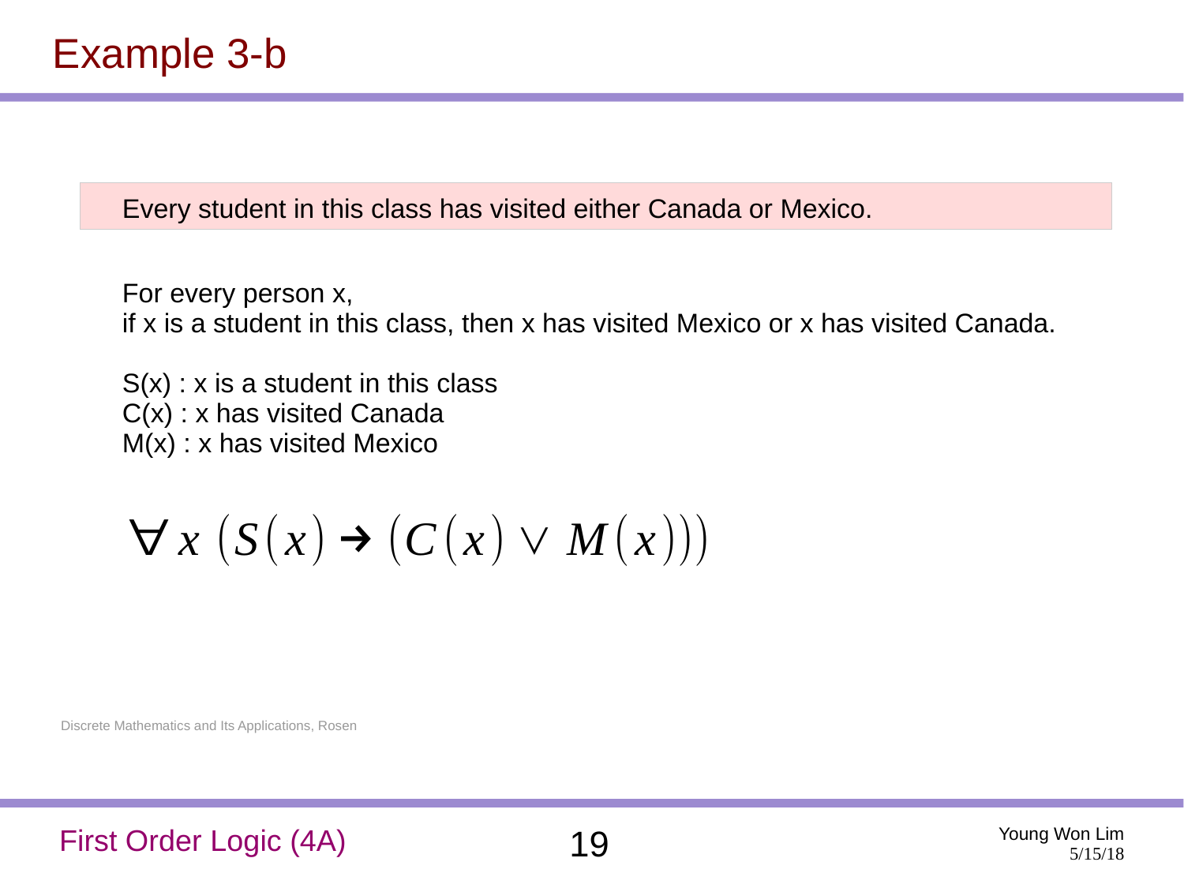# Example 3-b

Every student in this class has visited either Canada or Mexico.

For every person x,
if x is a student in this class, then x has visited Mexico or x has visited Canada.

S(x) : x is a student in this class
C(x) : x has visited Canada
M(x) : x has visited Mexico

$$\forall x \ (S(x) \rightarrow (C(x) \lor M(x)))$$

Discrete Mathematics and Its Applications, Rosen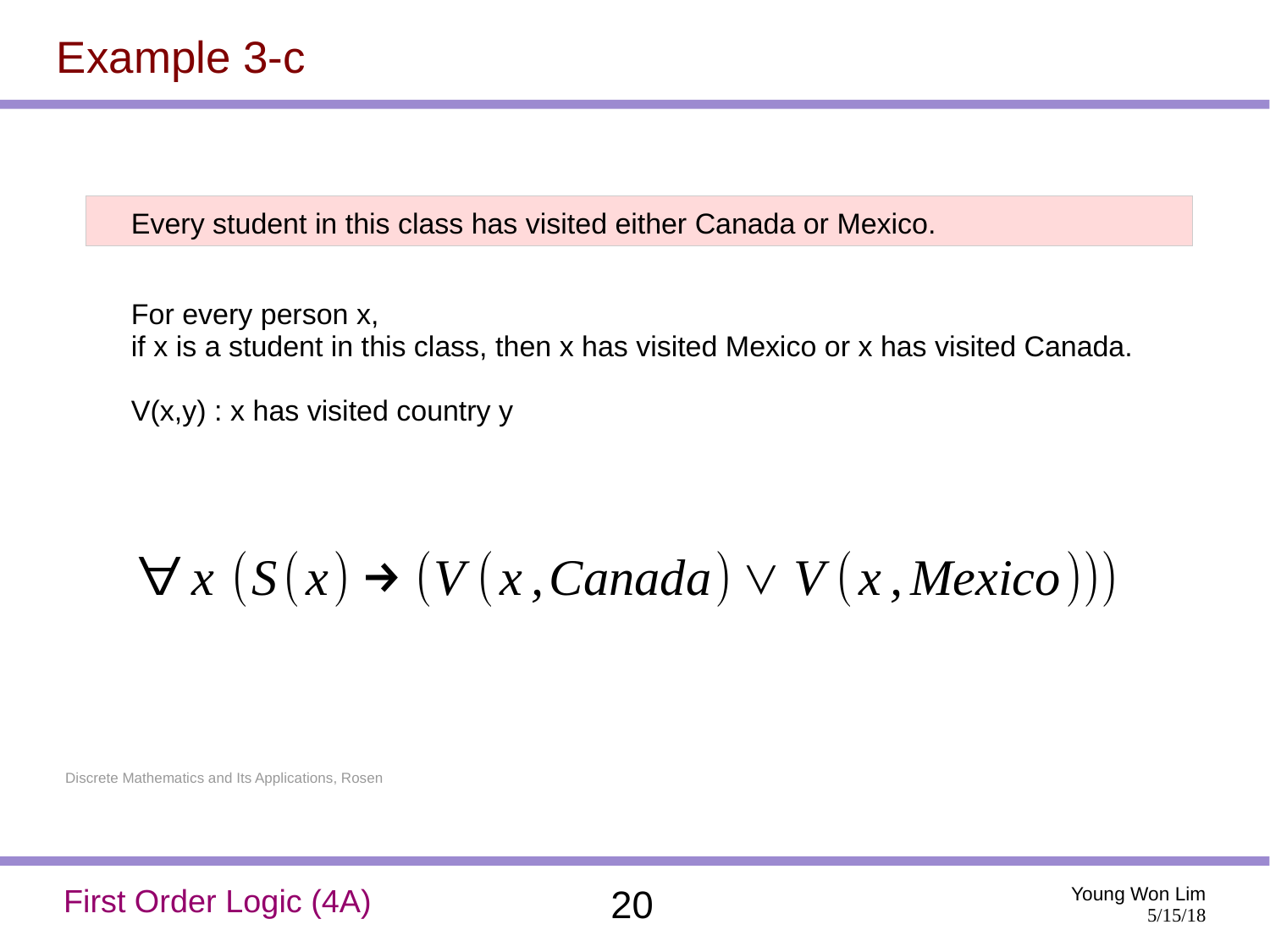# Example 3-c

Every student in this class has visited either Canada or Mexico.

For every person x,
if x is a student in this class, then x has visited Mexico or x has visited Canada.

V(x,y) : x has visited country y

$$\forall x \; (S(x) \rightarrow (V(x, Canada) \vee V(x, Mexico)))$$

Discrete Mathematics and Its Applications, Rosen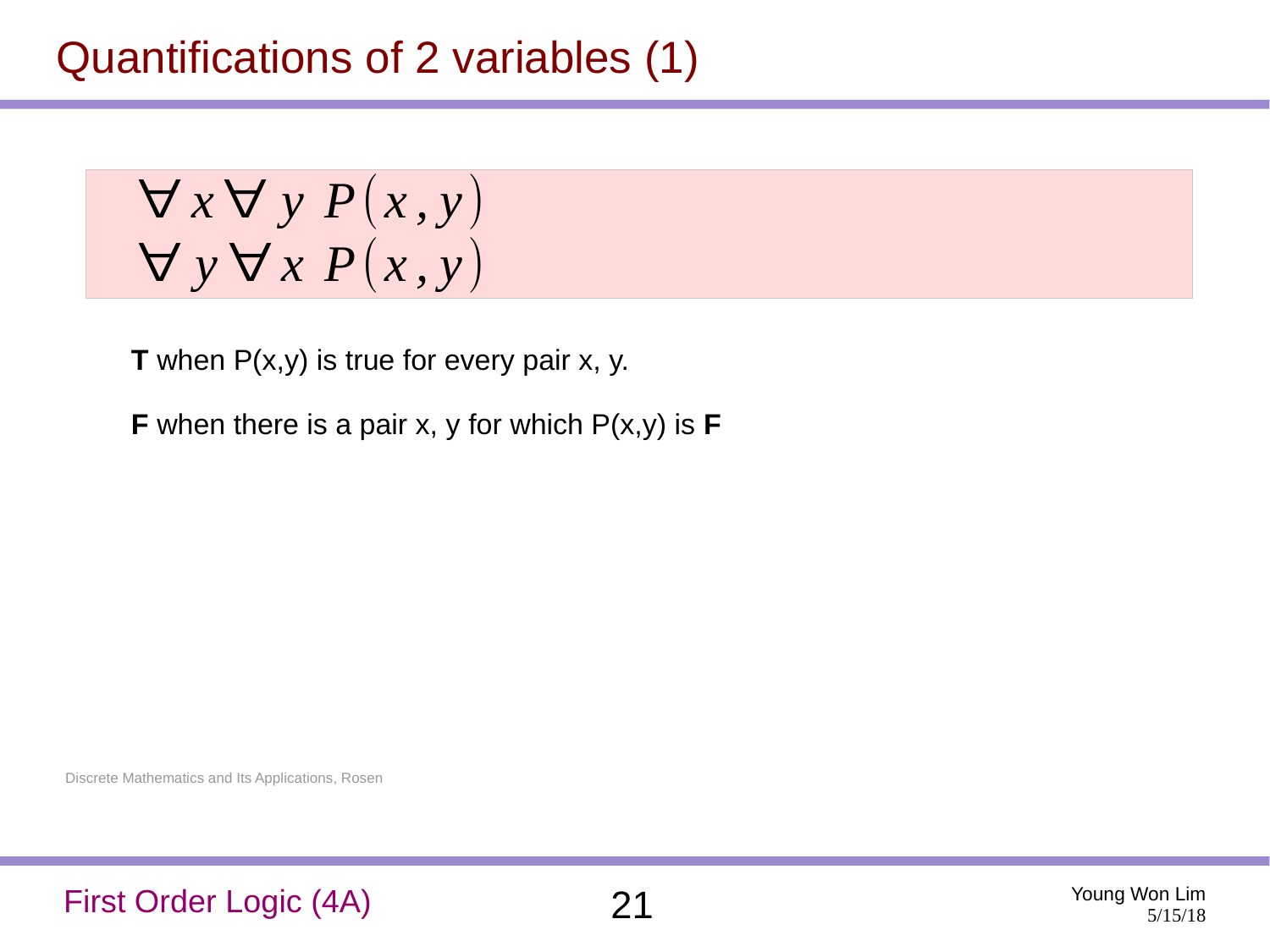# Quantifications of 2 variables (1)

$$\forall x \forall y \; P(x, y)$$
$$\forall y \forall x \; P(x, y)$$

**T** when P(x,y) is true for every pair x, y.

**F** when there is a pair x, y for which P(x,y) is **F**

Discrete Mathematics and Its Applications, Rosen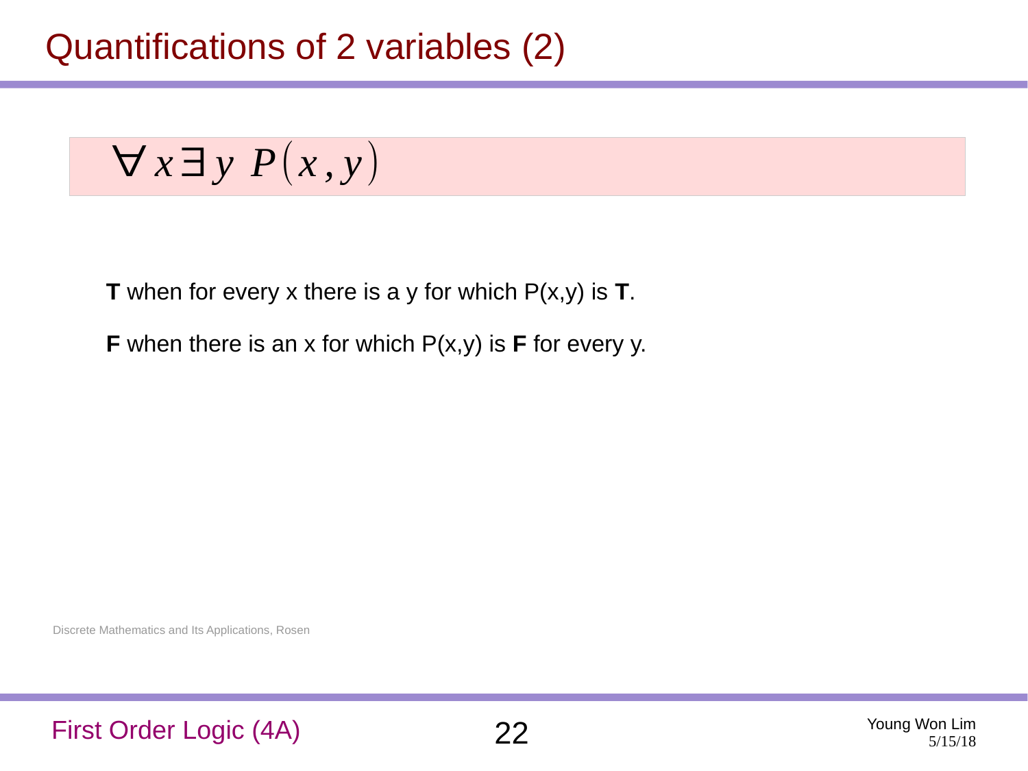# Quantifications of 2 variables (2)

$$\forall x \exists y \; P(x, y)$$

**T** when for every x there is a y for which P(x,y) is **T**.

**F** when there is an x for which P(x,y) is **F** for every y.

Discrete Mathematics and Its Applications, Rosen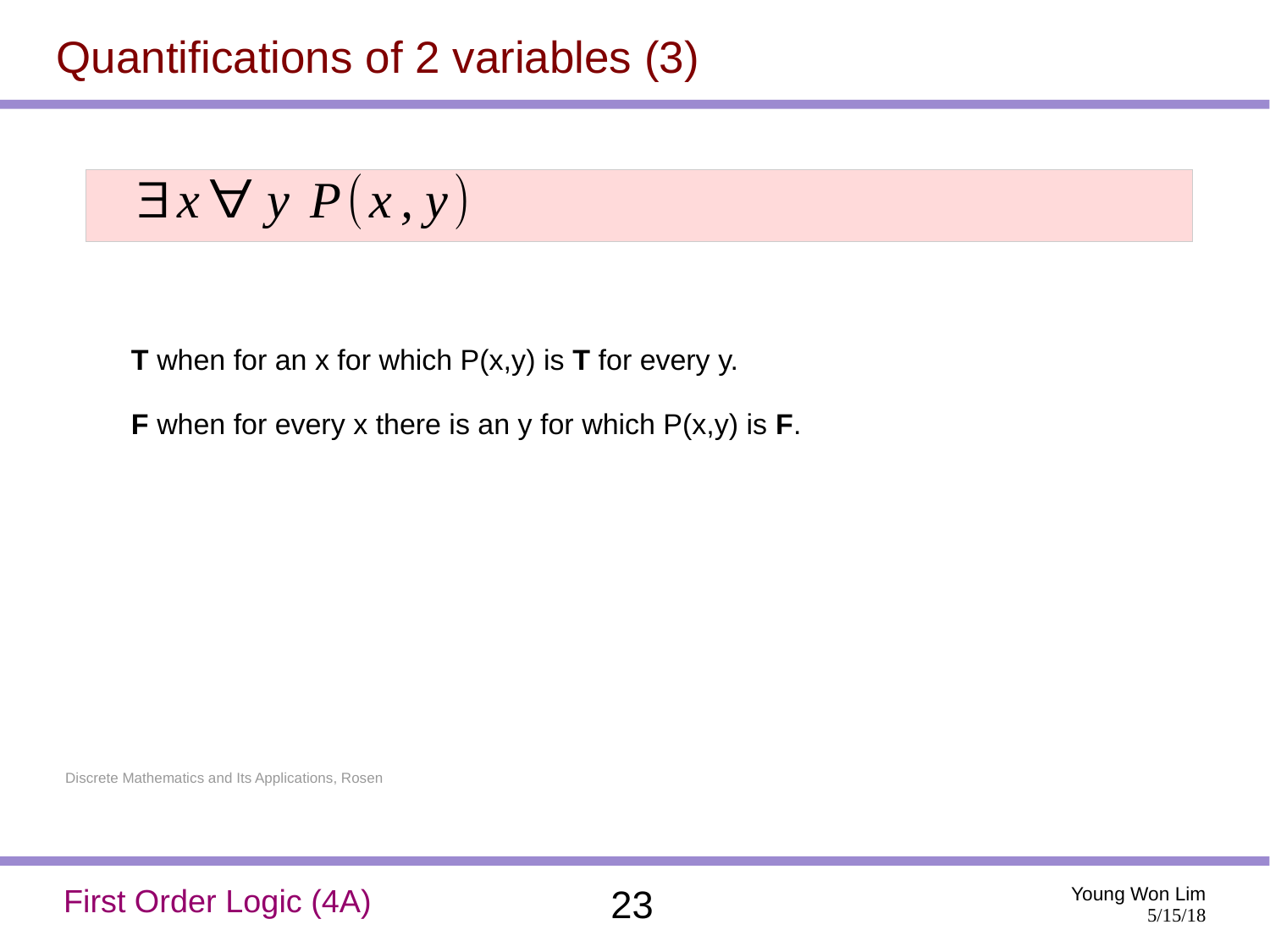# Quantifications of 2 variables (3)

$$\exists x \forall y \ P(x, y)$$

**T** when for an x for which P(x,y) is **T** for every y.

**F** when for every x there is an y for which P(x,y) is **F**.

Discrete Mathematics and Its Applications, Rosen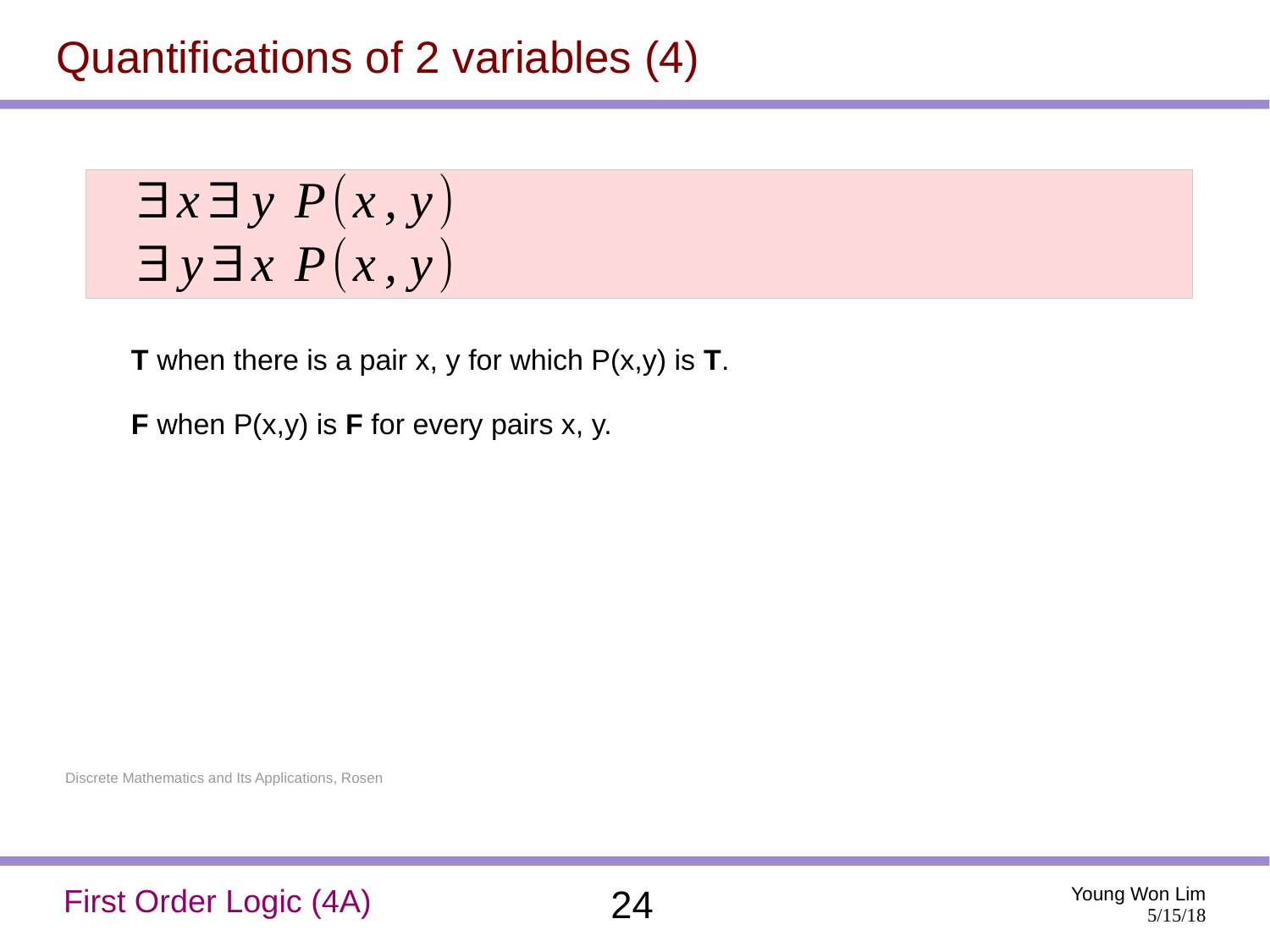# Quantifications of 2 variables (4)

$$\exists x \exists y \; P(x, y)$$
$$\exists y \exists x \; P(x, y)$$

**T** when there is a pair x, y for which P(x,y) is **T**.

**F** when P(x,y) is **F** for every pairs x, y.

Discrete Mathematics and Its Applications, Rosen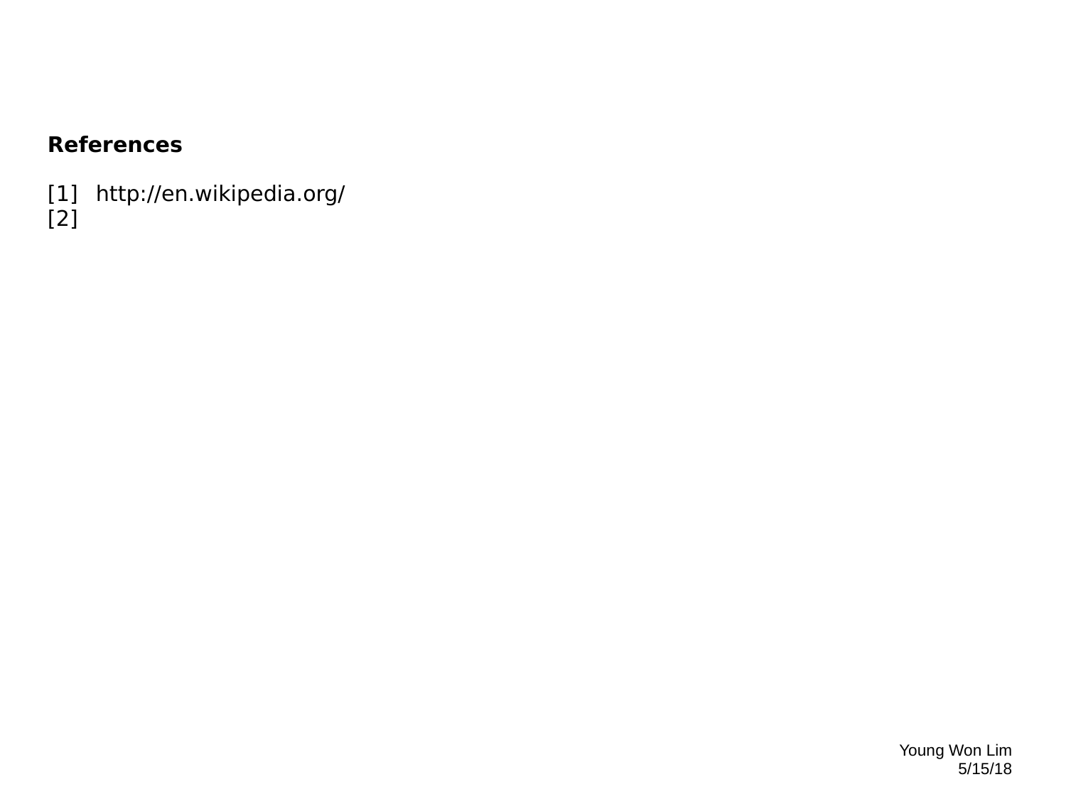**References**

[1] http://en.wikipedia.org/
[2]